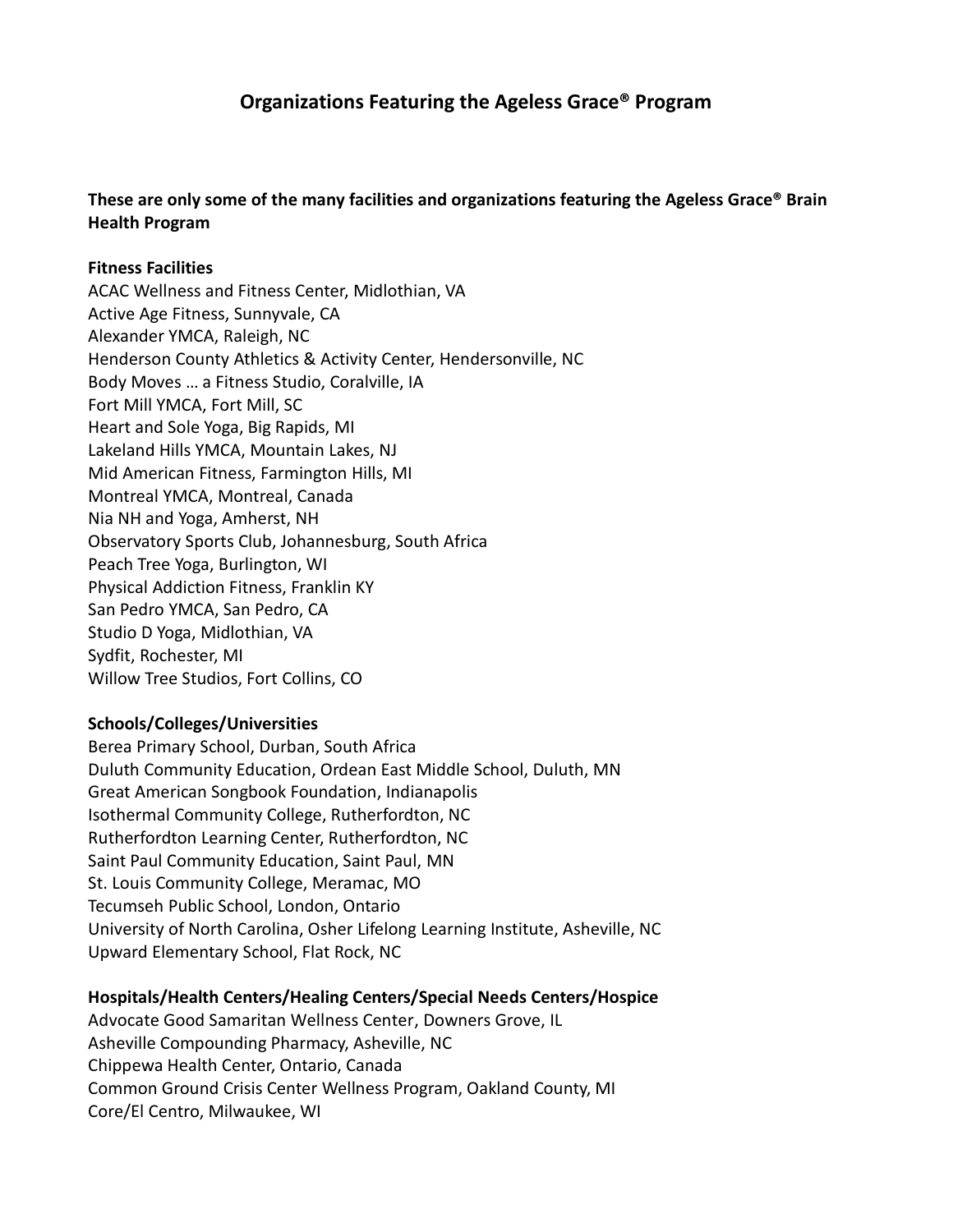# Organizations Featuring the Ageless Grace® Program

**These are only some of the many facilities and organizations featuring the Ageless Grace® Brain Health Program**

**Fitness Facilities**
ACAC Wellness and Fitness Center, Midlothian, VA
Active Age Fitness, Sunnyvale, CA
Alexander YMCA, Raleigh, NC
Henderson County Athletics & Activity Center, Hendersonville, NC
Body Moves … a Fitness Studio, Coralville, IA
Fort Mill YMCA, Fort Mill, SC
Heart and Sole Yoga, Big Rapids, MI
Lakeland Hills YMCA, Mountain Lakes, NJ
Mid American Fitness, Farmington Hills, MI
Montreal YMCA, Montreal, Canada
Nia NH and Yoga, Amherst, NH
Observatory Sports Club, Johannesburg, South Africa
Peach Tree Yoga, Burlington, WI
Physical Addiction Fitness, Franklin KY
San Pedro YMCA, San Pedro, CA
Studio D Yoga, Midlothian, VA
Sydfit, Rochester, MI
Willow Tree Studios, Fort Collins, CO

**Schools/Colleges/Universities**
Berea Primary School, Durban, South Africa
Duluth Community Education, Ordean East Middle School, Duluth, MN
Great American Songbook Foundation, Indianapolis
Isothermal Community College, Rutherfordton, NC
Rutherfordton Learning Center, Rutherfordton, NC
Saint Paul Community Education, Saint Paul, MN
St. Louis Community College, Meramac, MO
Tecumseh Public School, London, Ontario
University of North Carolina, Osher Lifelong Learning Institute, Asheville, NC
Upward Elementary School, Flat Rock, NC

**Hospitals/Health Centers/Healing Centers/Special Needs Centers/Hospice**
Advocate Good Samaritan Wellness Center, Downers Grove, IL
Asheville Compounding Pharmacy, Asheville, NC
Chippewa Health Center, Ontario, Canada
Common Ground Crisis Center Wellness Program, Oakland County, MI
Core/El Centro, Milwaukee, WI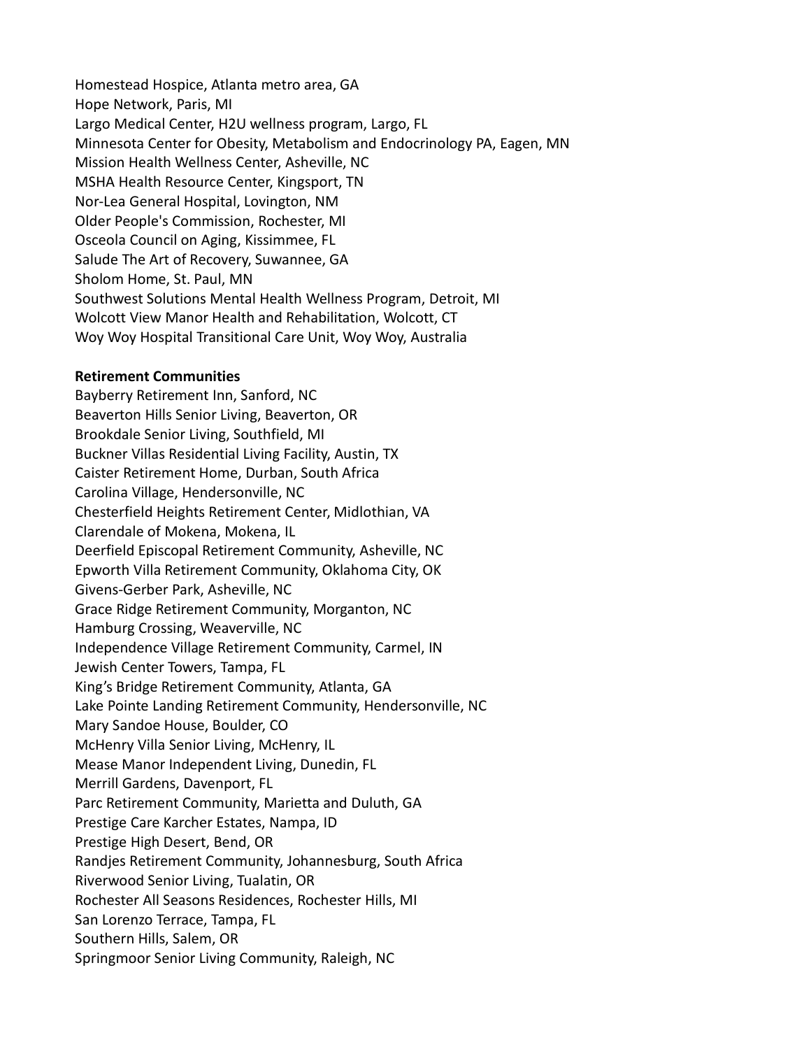Homestead Hospice, Atlanta metro area, GA
Hope Network, Paris, MI
Largo Medical Center, H2U wellness program, Largo, FL
Minnesota Center for Obesity, Metabolism and Endocrinology PA, Eagen, MN
Mission Health Wellness Center, Asheville, NC
MSHA Health Resource Center, Kingsport, TN
Nor-Lea General Hospital, Lovington, NM
Older People's Commission, Rochester, MI
Osceola Council on Aging, Kissimmee, FL
Salude The Art of Recovery, Suwannee, GA
Sholom Home, St. Paul, MN
Southwest Solutions Mental Health Wellness Program, Detroit, MI
Wolcott View Manor Health and Rehabilitation, Wolcott, CT
Woy Woy Hospital Transitional Care Unit, Woy Woy, Australia

**Retirement Communities**
Bayberry Retirement Inn, Sanford, NC
Beaverton Hills Senior Living, Beaverton, OR
Brookdale Senior Living, Southfield, MI
Buckner Villas Residential Living Facility, Austin, TX
Caister Retirement Home, Durban, South Africa
Carolina Village, Hendersonville, NC
Chesterfield Heights Retirement Center, Midlothian, VA
Clarendale of Mokena, Mokena, IL
Deerfield Episcopal Retirement Community, Asheville, NC
Epworth Villa Retirement Community, Oklahoma City, OK
Givens-Gerber Park, Asheville, NC
Grace Ridge Retirement Community, Morganton, NC
Hamburg Crossing, Weaverville, NC
Independence Village Retirement Community, Carmel, IN
Jewish Center Towers, Tampa, FL
King's Bridge Retirement Community, Atlanta, GA
Lake Pointe Landing Retirement Community, Hendersonville, NC
Mary Sandoe House, Boulder, CO
McHenry Villa Senior Living, McHenry, IL
Mease Manor Independent Living, Dunedin, FL
Merrill Gardens, Davenport, FL
Parc Retirement Community, Marietta and Duluth, GA
Prestige Care Karcher Estates, Nampa, ID
Prestige High Desert, Bend, OR
Randjes Retirement Community, Johannesburg, South Africa
Riverwood Senior Living, Tualatin, OR
Rochester All Seasons Residences, Rochester Hills, MI
San Lorenzo Terrace, Tampa, FL
Southern Hills, Salem, OR
Springmoor Senior Living Community, Raleigh, NC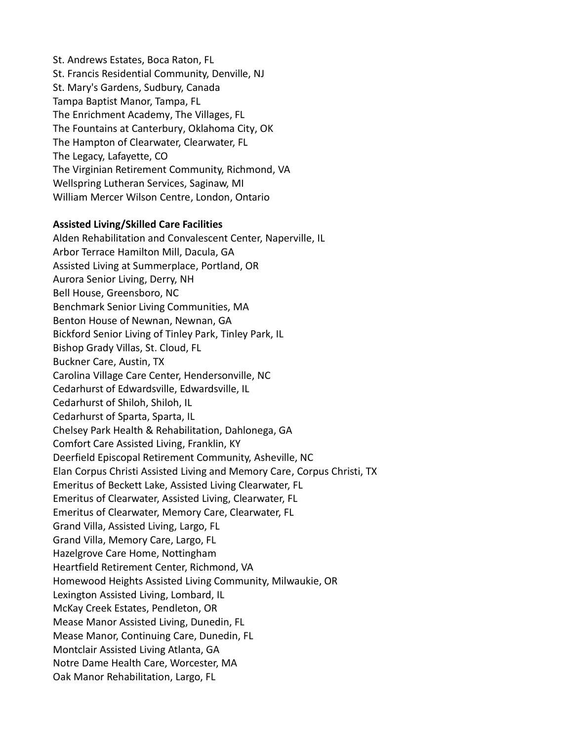St. Andrews Estates, Boca Raton, FL
St. Francis Residential Community, Denville, NJ
St. Mary's Gardens, Sudbury, Canada
Tampa Baptist Manor, Tampa, FL
The Enrichment Academy, The Villages, FL
The Fountains at Canterbury, Oklahoma City, OK
The Hampton of Clearwater, Clearwater, FL
The Legacy, Lafayette, CO
The Virginian Retirement Community, Richmond, VA
Wellspring Lutheran Services, Saginaw, MI
William Mercer Wilson Centre, London, Ontario

**Assisted Living/Skilled Care Facilities**
Alden Rehabilitation and Convalescent Center, Naperville, IL
Arbor Terrace Hamilton Mill, Dacula, GA
Assisted Living at Summerplace, Portland, OR
Aurora Senior Living, Derry, NH
Bell House, Greensboro, NC
Benchmark Senior Living Communities, MA
Benton House of Newnan, Newnan, GA
Bickford Senior Living of Tinley Park, Tinley Park, IL
Bishop Grady Villas, St. Cloud, FL
Buckner Care, Austin, TX
Carolina Village Care Center, Hendersonville, NC
Cedarhurst of Edwardsville, Edwardsville, IL
Cedarhurst of Shiloh, Shiloh, IL
Cedarhurst of Sparta, Sparta, IL
Chelsey Park Health & Rehabilitation, Dahlonega, GA
Comfort Care Assisted Living, Franklin, KY
Deerfield Episcopal Retirement Community, Asheville, NC
Elan Corpus Christi Assisted Living and Memory Care, Corpus Christi, TX
Emeritus of Beckett Lake, Assisted Living Clearwater, FL
Emeritus of Clearwater, Assisted Living, Clearwater, FL
Emeritus of Clearwater, Memory Care, Clearwater, FL
Grand Villa, Assisted Living, Largo, FL
Grand Villa, Memory Care, Largo, FL
Hazelgrove Care Home, Nottingham
Heartfield Retirement Center, Richmond, VA
Homewood Heights Assisted Living Community, Milwaukie, OR
Lexington Assisted Living, Lombard, IL
McKay Creek Estates, Pendleton, OR
Mease Manor Assisted Living, Dunedin, FL
Mease Manor, Continuing Care, Dunedin, FL
Montclair Assisted Living Atlanta, GA
Notre Dame Health Care, Worcester, MA
Oak Manor Rehabilitation, Largo, FL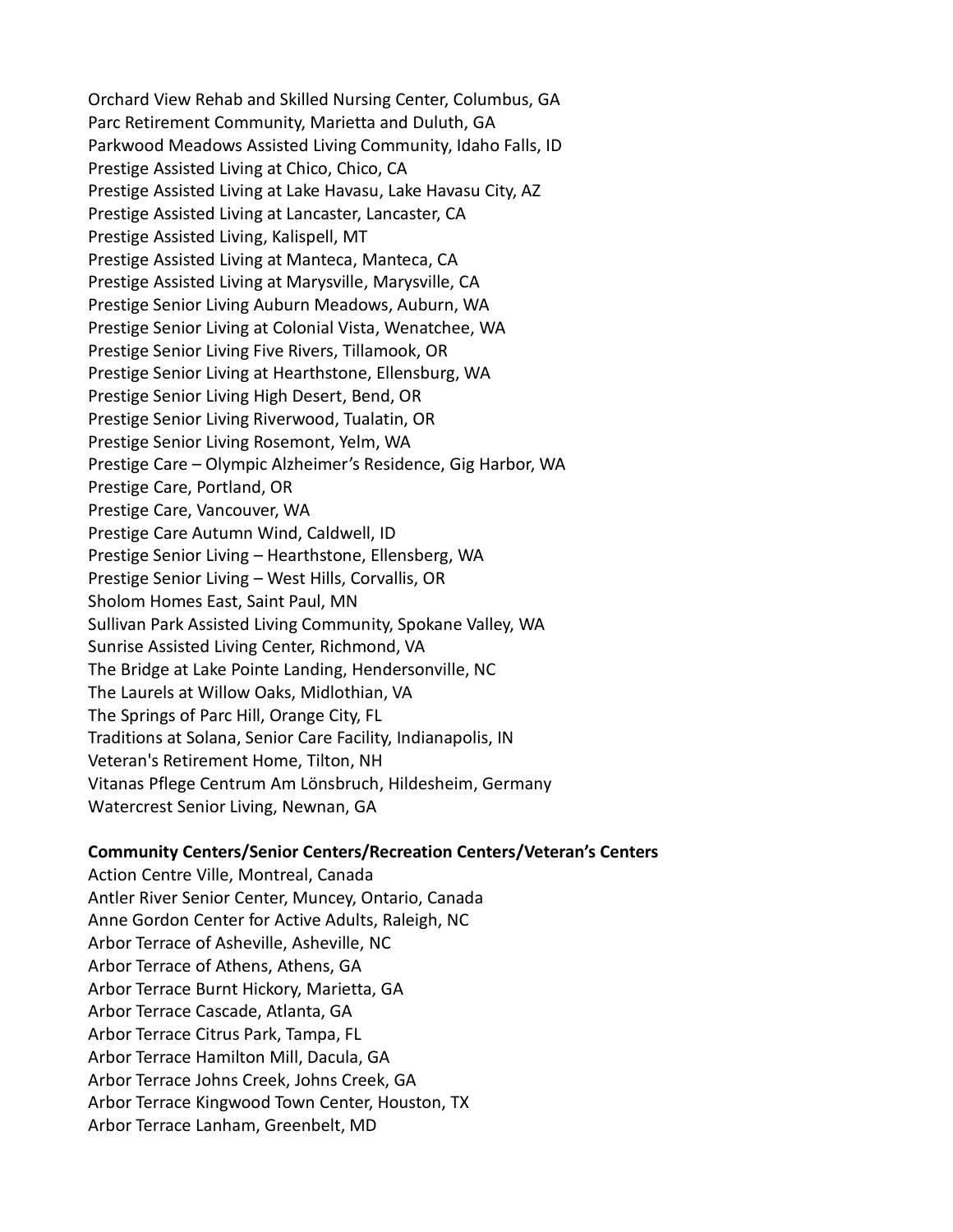Orchard View Rehab and Skilled Nursing Center, Columbus, GA
Parc Retirement Community, Marietta and Duluth, GA
Parkwood Meadows Assisted Living Community, Idaho Falls, ID
Prestige Assisted Living at Chico, Chico, CA
Prestige Assisted Living at Lake Havasu, Lake Havasu City, AZ
Prestige Assisted Living at Lancaster, Lancaster, CA
Prestige Assisted Living, Kalispell, MT
Prestige Assisted Living at Manteca, Manteca, CA
Prestige Assisted Living at Marysville, Marysville, CA
Prestige Senior Living Auburn Meadows, Auburn, WA
Prestige Senior Living at Colonial Vista, Wenatchee, WA
Prestige Senior Living Five Rivers, Tillamook, OR
Prestige Senior Living at Hearthstone, Ellensburg, WA
Prestige Senior Living High Desert, Bend, OR
Prestige Senior Living Riverwood, Tualatin, OR
Prestige Senior Living Rosemont, Yelm, WA
Prestige Care – Olympic Alzheimer's Residence, Gig Harbor, WA
Prestige Care, Portland, OR
Prestige Care, Vancouver, WA
Prestige Care Autumn Wind, Caldwell, ID
Prestige Senior Living – Hearthstone, Ellensberg, WA
Prestige Senior Living – West Hills, Corvallis, OR
Sholom Homes East, Saint Paul, MN
Sullivan Park Assisted Living Community, Spokane Valley, WA
Sunrise Assisted Living Center, Richmond, VA
The Bridge at Lake Pointe Landing, Hendersonville, NC
The Laurels at Willow Oaks, Midlothian, VA
The Springs of Parc Hill, Orange City, FL
Traditions at Solana, Senior Care Facility, Indianapolis, IN
Veteran's Retirement Home, Tilton, NH
Vitanas Pflege Centrum Am Lönsbruch, Hildesheim, Germany
Watercrest Senior Living, Newnan, GA

**Community Centers/Senior Centers/Recreation Centers/Veteran's Centers**

Action Centre Ville, Montreal, Canada
Antler River Senior Center, Muncey, Ontario, Canada
Anne Gordon Center for Active Adults, Raleigh, NC
Arbor Terrace of Asheville, Asheville, NC
Arbor Terrace of Athens, Athens, GA
Arbor Terrace Burnt Hickory, Marietta, GA
Arbor Terrace Cascade, Atlanta, GA
Arbor Terrace Citrus Park, Tampa, FL
Arbor Terrace Hamilton Mill, Dacula, GA
Arbor Terrace Johns Creek, Johns Creek, GA
Arbor Terrace Kingwood Town Center, Houston, TX
Arbor Terrace Lanham, Greenbelt, MD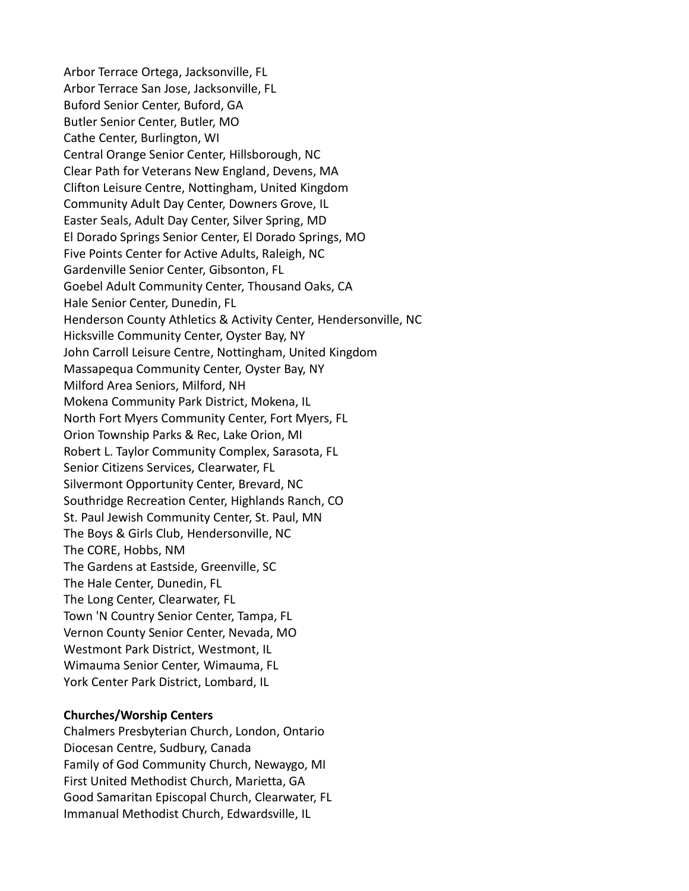Arbor Terrace Ortega, Jacksonville, FL
Arbor Terrace San Jose, Jacksonville, FL
Buford Senior Center, Buford, GA
Butler Senior Center, Butler, MO
Cathe Center, Burlington, WI
Central Orange Senior Center, Hillsborough, NC
Clear Path for Veterans New England, Devens, MA
Clifton Leisure Centre, Nottingham, United Kingdom
Community Adult Day Center, Downers Grove, IL
Easter Seals, Adult Day Center, Silver Spring, MD
El Dorado Springs Senior Center, El Dorado Springs, MO
Five Points Center for Active Adults, Raleigh, NC
Gardenville Senior Center, Gibsonton, FL
Goebel Adult Community Center, Thousand Oaks, CA
Hale Senior Center, Dunedin, FL
Henderson County Athletics & Activity Center, Hendersonville, NC
Hicksville Community Center, Oyster Bay, NY
John Carroll Leisure Centre, Nottingham, United Kingdom
Massapequa Community Center, Oyster Bay, NY
Milford Area Seniors, Milford, NH
Mokena Community Park District, Mokena, IL
North Fort Myers Community Center, Fort Myers, FL
Orion Township Parks & Rec, Lake Orion, MI
Robert L. Taylor Community Complex, Sarasota, FL
Senior Citizens Services, Clearwater, FL
Silvermont Opportunity Center, Brevard, NC
Southridge Recreation Center, Highlands Ranch, CO
St. Paul Jewish Community Center, St. Paul, MN
The Boys & Girls Club, Hendersonville, NC
The CORE, Hobbs, NM
The Gardens at Eastside, Greenville, SC
The Hale Center, Dunedin, FL
The Long Center, Clearwater, FL
Town 'N Country Senior Center, Tampa, FL
Vernon County Senior Center, Nevada, MO
Westmont Park District, Westmont, IL
Wimauma Senior Center, Wimauma, FL
York Center Park District, Lombard, IL

**Churches/Worship Centers**

Chalmers Presbyterian Church, London, Ontario
Diocesan Centre, Sudbury, Canada
Family of God Community Church, Newaygo, MI
First United Methodist Church, Marietta, GA
Good Samaritan Episcopal Church, Clearwater, FL
Immanual Methodist Church, Edwardsville, IL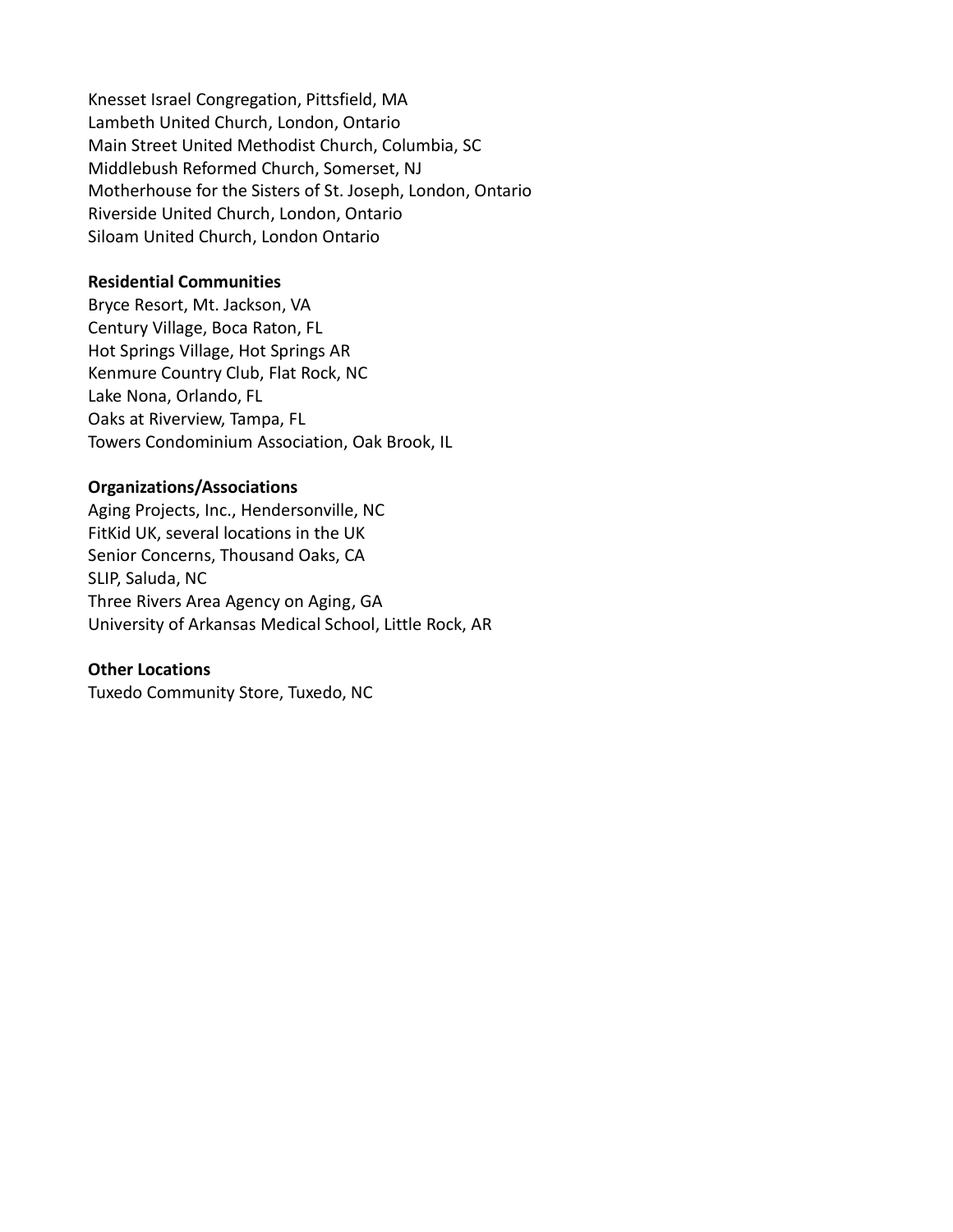Knesset Israel Congregation, Pittsfield, MA
Lambeth United Church, London, Ontario
Main Street United Methodist Church, Columbia, SC
Middlebush Reformed Church, Somerset, NJ
Motherhouse for the Sisters of St. Joseph, London, Ontario
Riverside United Church, London, Ontario
Siloam United Church, London Ontario

**Residential Communities**

Bryce Resort, Mt. Jackson, VA
Century Village, Boca Raton, FL
Hot Springs Village, Hot Springs AR
Kenmure Country Club, Flat Rock, NC
Lake Nona, Orlando, FL
Oaks at Riverview, Tampa, FL
Towers Condominium Association, Oak Brook, IL

**Organizations/Associations**

Aging Projects, Inc., Hendersonville, NC
FitKid UK, several locations in the UK
Senior Concerns, Thousand Oaks, CA
SLIP, Saluda, NC
Three Rivers Area Agency on Aging, GA
University of Arkansas Medical School, Little Rock, AR

**Other Locations**

Tuxedo Community Store, Tuxedo, NC